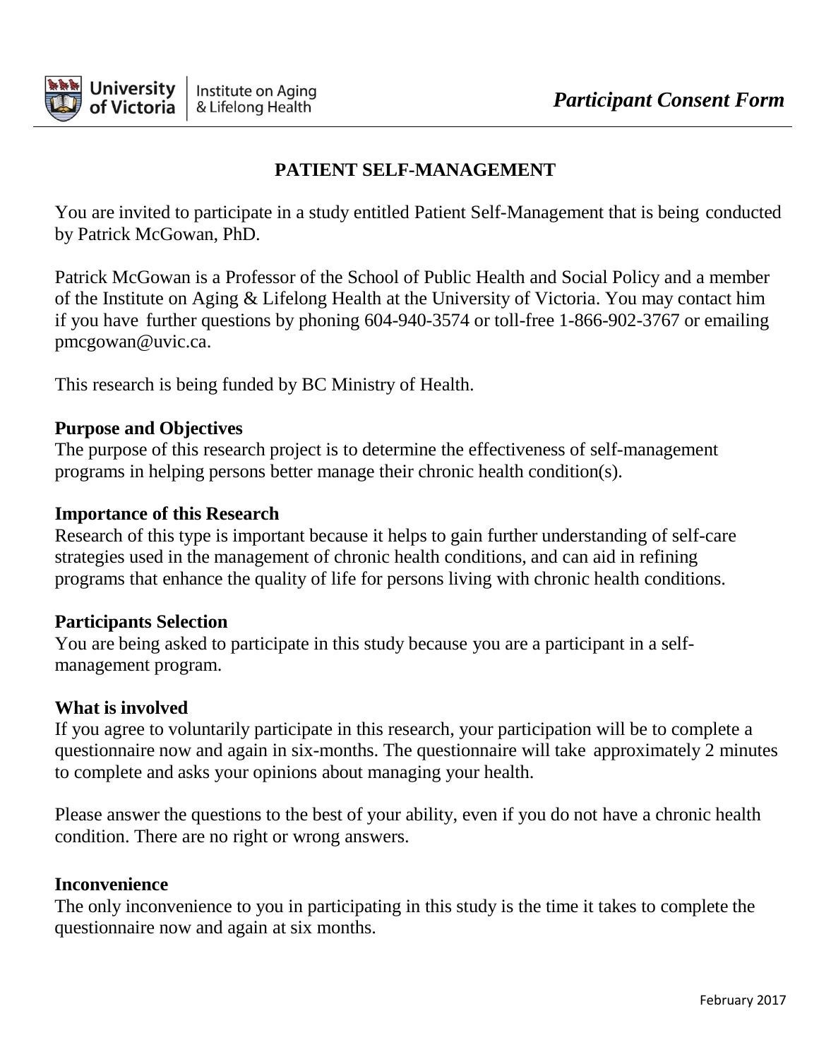University of Victoria | Institute on Aging & Lifelong Health

*Participant Consent Form*

# PATIENT SELF-MANAGEMENT

You are invited to participate in a study entitled Patient Self-Management that is being conducted by Patrick McGowan, PhD.

Patrick McGowan is a Professor of the School of Public Health and Social Policy and a member of the Institute on Aging & Lifelong Health at the University of Victoria. You may contact him if you have further questions by phoning 604-940-3574 or toll-free 1-866-902-3767 or emailing pmcgowan@uvic.ca.

This research is being funded by BC Ministry of Health.

## Purpose and Objectives

The purpose of this research project is to determine the effectiveness of self-management programs in helping persons better manage their chronic health condition(s).

## Importance of this Research

Research of this type is important because it helps to gain further understanding of self-care strategies used in the management of chronic health conditions, and can aid in refining programs that enhance the quality of life for persons living with chronic health conditions.

## Participants Selection

You are being asked to participate in this study because you are a participant in a self-management program.

## What is involved

If you agree to voluntarily participate in this research, your participation will be to complete a questionnaire now and again in six-months. The questionnaire will take approximately 2 minutes to complete and asks your opinions about managing your health.

Please answer the questions to the best of your ability, even if you do not have a chronic health condition. There are no right or wrong answers.

## Inconvenience

The only inconvenience to you in participating in this study is the time it takes to complete the questionnaire now and again at six months.

February 2017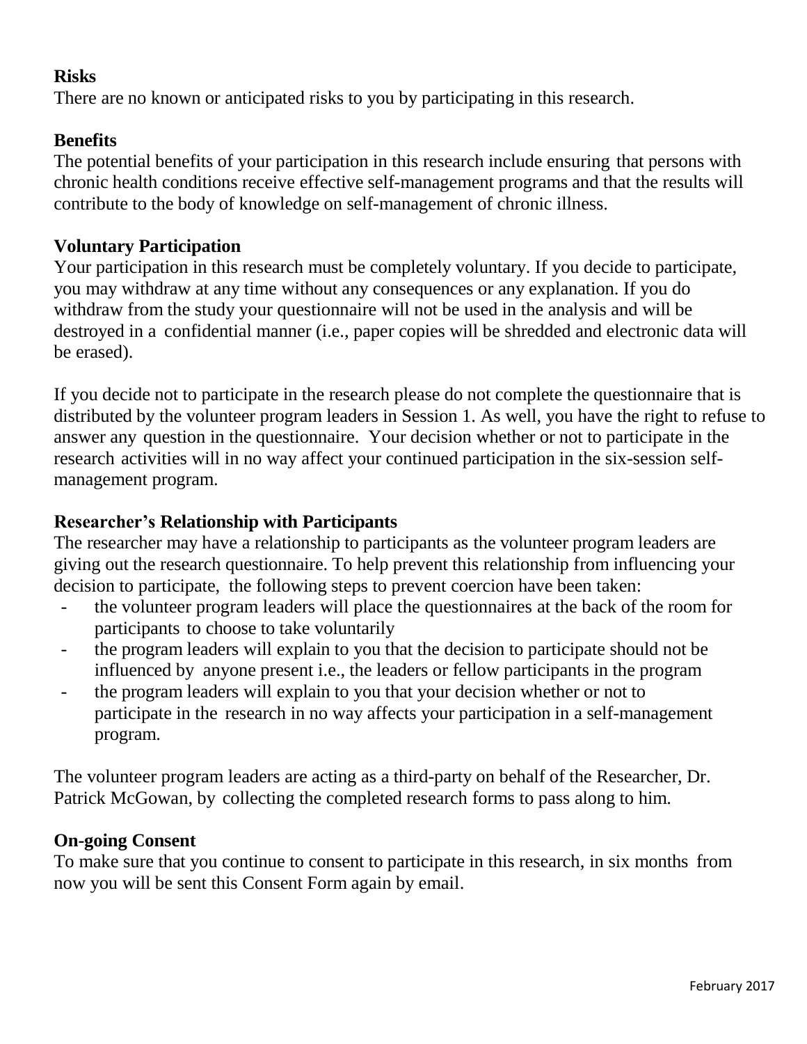**Risks**

There are no known or anticipated risks to you by participating in this research.

**Benefits**

The potential benefits of your participation in this research include ensuring that persons with chronic health conditions receive effective self-management programs and that the results will contribute to the body of knowledge on self-management of chronic illness.

**Voluntary Participation**

Your participation in this research must be completely voluntary. If you decide to participate, you may withdraw at any time without any consequences or any explanation. If you do withdraw from the study your questionnaire will not be used in the analysis and will be destroyed in a confidential manner (i.e., paper copies will be shredded and electronic data will be erased).

If you decide not to participate in the research please do not complete the questionnaire that is distributed by the volunteer program leaders in Session 1. As well, you have the right to refuse to answer any question in the questionnaire. Your decision whether or not to participate in the research activities will in no way affect your continued participation in the six-session self-management program.

**Researcher's Relationship with Participants**

The researcher may have a relationship to participants as the volunteer program leaders are giving out the research questionnaire. To help prevent this relationship from influencing your decision to participate, the following steps to prevent coercion have been taken:

- the volunteer program leaders will place the questionnaires at the back of the room for participants to choose to take voluntarily
- the program leaders will explain to you that the decision to participate should not be influenced by anyone present i.e., the leaders or fellow participants in the program
- the program leaders will explain to you that your decision whether or not to participate in the research in no way affects your participation in a self-management program.

The volunteer program leaders are acting as a third-party on behalf of the Researcher, Dr. Patrick McGowan, by collecting the completed research forms to pass along to him.

**On-going Consent**

To make sure that you continue to consent to participate in this research, in six months from now you will be sent this Consent Form again by email.

February 2017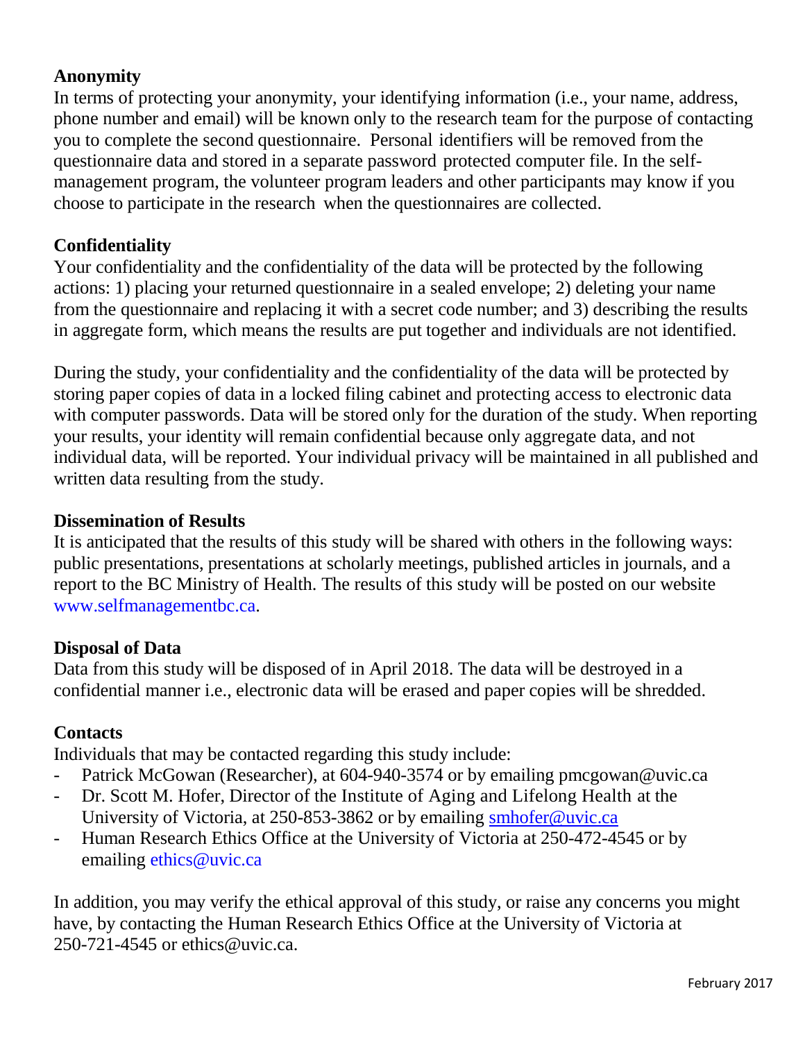## Anonymity

In terms of protecting your anonymity, your identifying information (i.e., your name, address, phone number and email) will be known only to the research team for the purpose of contacting you to complete the second questionnaire. Personal identifiers will be removed from the questionnaire data and stored in a separate password protected computer file. In the self-management program, the volunteer program leaders and other participants may know if you choose to participate in the research when the questionnaires are collected.

## Confidentiality

Your confidentiality and the confidentiality of the data will be protected by the following actions: 1) placing your returned questionnaire in a sealed envelope; 2) deleting your name from the questionnaire and replacing it with a secret code number; and 3) describing the results in aggregate form, which means the results are put together and individuals are not identified.

During the study, your confidentiality and the confidentiality of the data will be protected by storing paper copies of data in a locked filing cabinet and protecting access to electronic data with computer passwords. Data will be stored only for the duration of the study. When reporting your results, your identity will remain confidential because only aggregate data, and not individual data, will be reported. Your individual privacy will be maintained in all published and written data resulting from the study.

## Dissemination of Results

It is anticipated that the results of this study will be shared with others in the following ways: public presentations, presentations at scholarly meetings, published articles in journals, and a report to the BC Ministry of Health. The results of this study will be posted on our website www.selfmanagementbc.ca.

## Disposal of Data

Data from this study will be disposed of in April 2018. The data will be destroyed in a confidential manner i.e., electronic data will be erased and paper copies will be shredded.

## Contacts

Individuals that may be contacted regarding this study include:

- Patrick McGowan (Researcher), at 604-940-3574 or by emailing pmcgowan@uvic.ca
- Dr. Scott M. Hofer, Director of the Institute of Aging and Lifelong Health at the University of Victoria, at 250-853-3862 or by emailing smhofer@uvic.ca
- Human Research Ethics Office at the University of Victoria at 250-472-4545 or by emailing ethics@uvic.ca

In addition, you may verify the ethical approval of this study, or raise any concerns you might have, by contacting the Human Research Ethics Office at the University of Victoria at 250-721-4545 or ethics@uvic.ca.

February 2017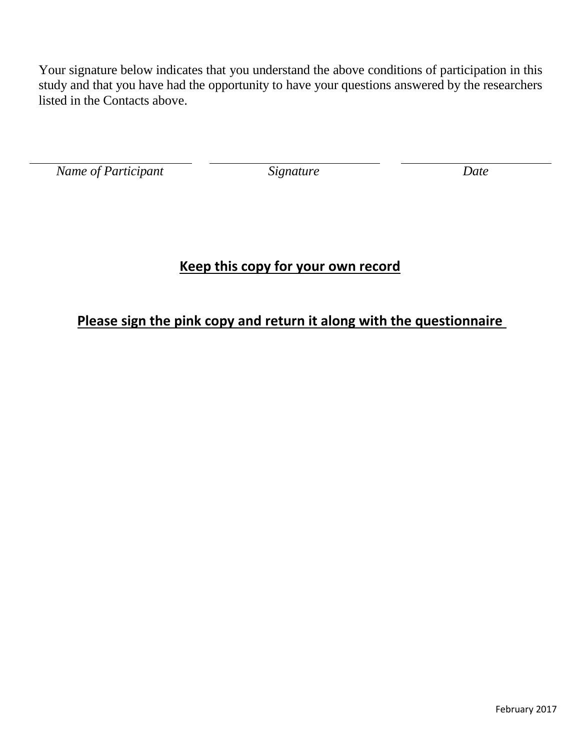Your signature below indicates that you understand the above conditions of participation in this study and that you have had the opportunity to have your questions answered by the researchers listed in the Contacts above.

| | | |
|---|---|---|
| \_\_\_\_\_\_\_\_\_\_\_\_\_\_\_\_\_\_\_\_ | \_\_\_\_\_\_\_\_\_\_\_\_\_\_\_\_\_\_\_\_ | \_\_\_\_\_\_\_\_\_\_\_\_\_\_\_\_\_\_\_\_ |
| *Name of Participant* | *Signature* | *Date* |

**<u>Keep this copy for your own record</u>**

**<u>Please sign the pink copy and return it along with the questionnaire</u>**

February 2017